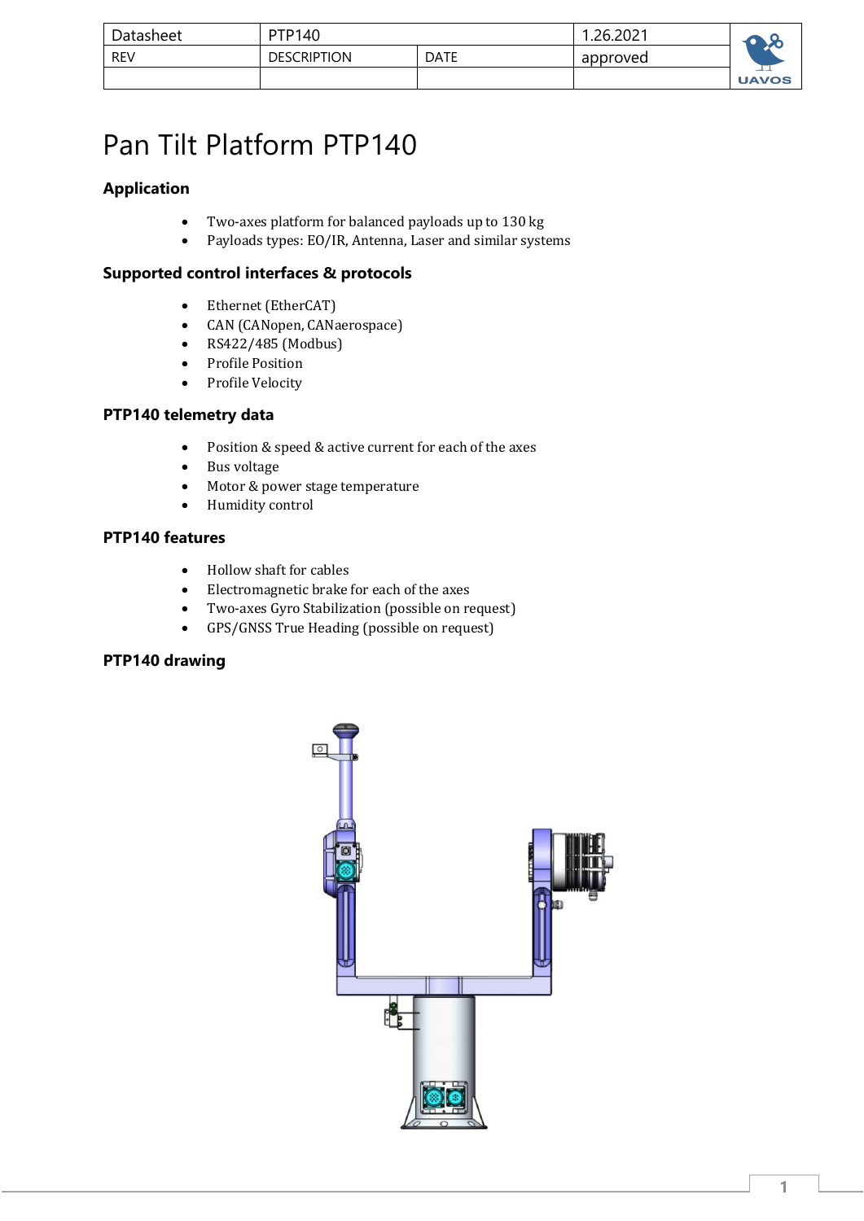| Datasheet | PTP140 | | 1.26.2021 |
|---|---|---|---|
| REV | DESCRIPTION | DATE | approved |
| | | | |

# Pan Tilt Platform PTP140

### Application

- Two-axes platform for balanced payloads up to 130 kg
- Payloads types: EO/IR, Antenna, Laser and similar systems

### Supported control interfaces & protocols

- Ethernet (EtherCAT)
- CAN (CANopen, CANaerospace)
- RS422/485 (Modbus)
- Profile Position
- Profile Velocity

### PTP140 telemetry data

- Position & speed & active current for each of the axes
- Bus voltage
- Motor & power stage temperature
- Humidity control

### PTP140 features

- Hollow shaft for cables
- Electromagnetic brake for each of the axes
- Two-axes Gyro Stabilization (possible on request)
- GPS/GNSS True Heading (possible on request)

### PTP140 drawing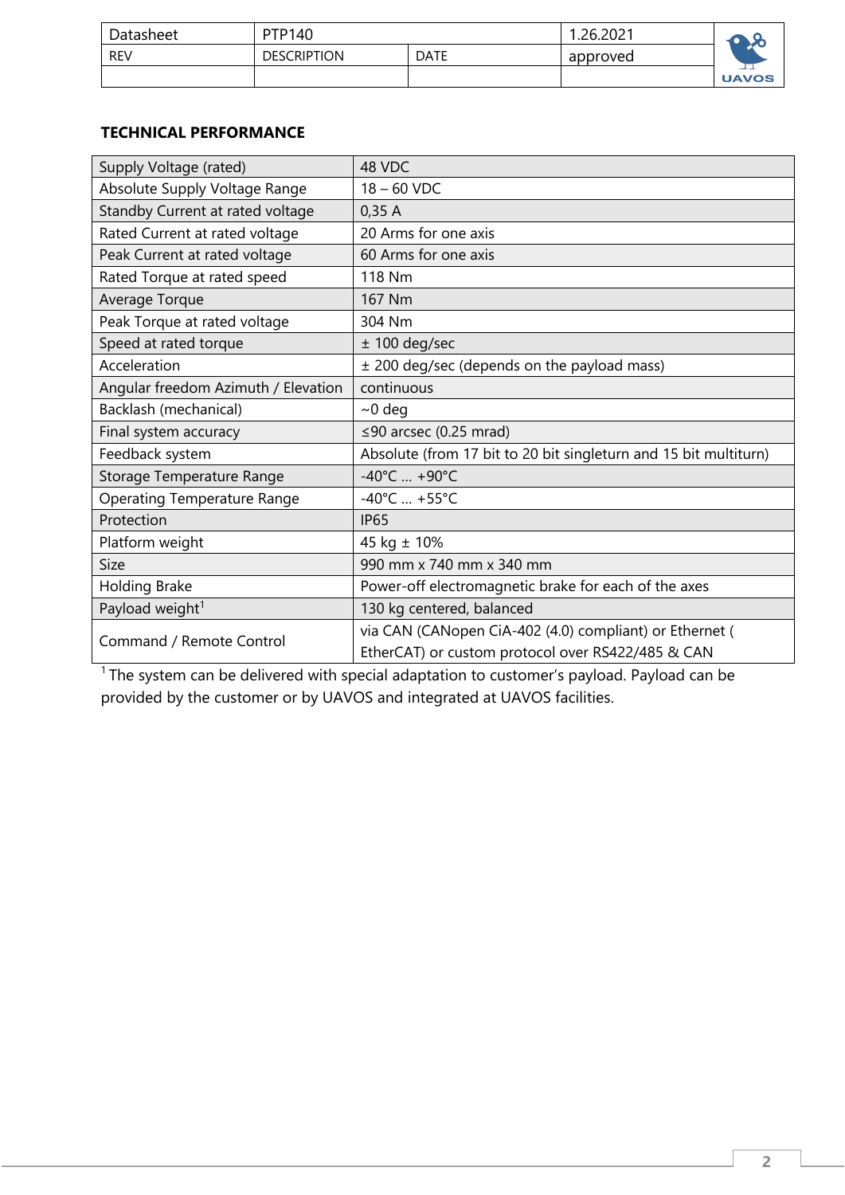**TECHNICAL PERFORMANCE**

| | |
|---|---|
| Supply Voltage (rated) | 48 VDC |
| Absolute Supply Voltage Range | 18 – 60 VDC |
| Standby Current at rated voltage | 0,35 A |
| Rated Current at rated voltage | 20 Arms for one axis |
| Peak Current at rated voltage | 60 Arms for one axis |
| Rated Torque at rated speed | 118 Nm |
| Average Torque | 167 Nm |
| Peak Torque at rated voltage | 304 Nm |
| Speed at rated torque | ± 100 deg/sec |
| Acceleration | ± 200 deg/sec (depends on the payload mass) |
| Angular freedom Azimuth / Elevation | continuous |
| Backlash (mechanical) | ~0 deg |
| Final system accuracy | ≤90 arcsec (0.25 mrad) |
| Feedback system | Absolute (from 17 bit to 20 bit singleturn and 15 bit multiturn) |
| Storage Temperature Range | -40°C … +90°C |
| Operating Temperature Range | -40°C … +55°C |
| Protection | IP65 |
| Platform weight | 45 kg ± 10% |
| Size | 990 mm x 740 mm x 340 mm |
| Holding Brake | Power-off electromagnetic brake for each of the axes |
| Payload weight[1] | 130 kg centered, balanced |
| Command / Remote Control | via CAN (CANopen CiA-402 (4.0) compliant) or Ethernet ( EtherCAT) or custom protocol over RS422/485 & CAN |

[1] The system can be delivered with special adaptation to customer's payload. Payload can be provided by the customer or by UAVOS and integrated at UAVOS facilities.